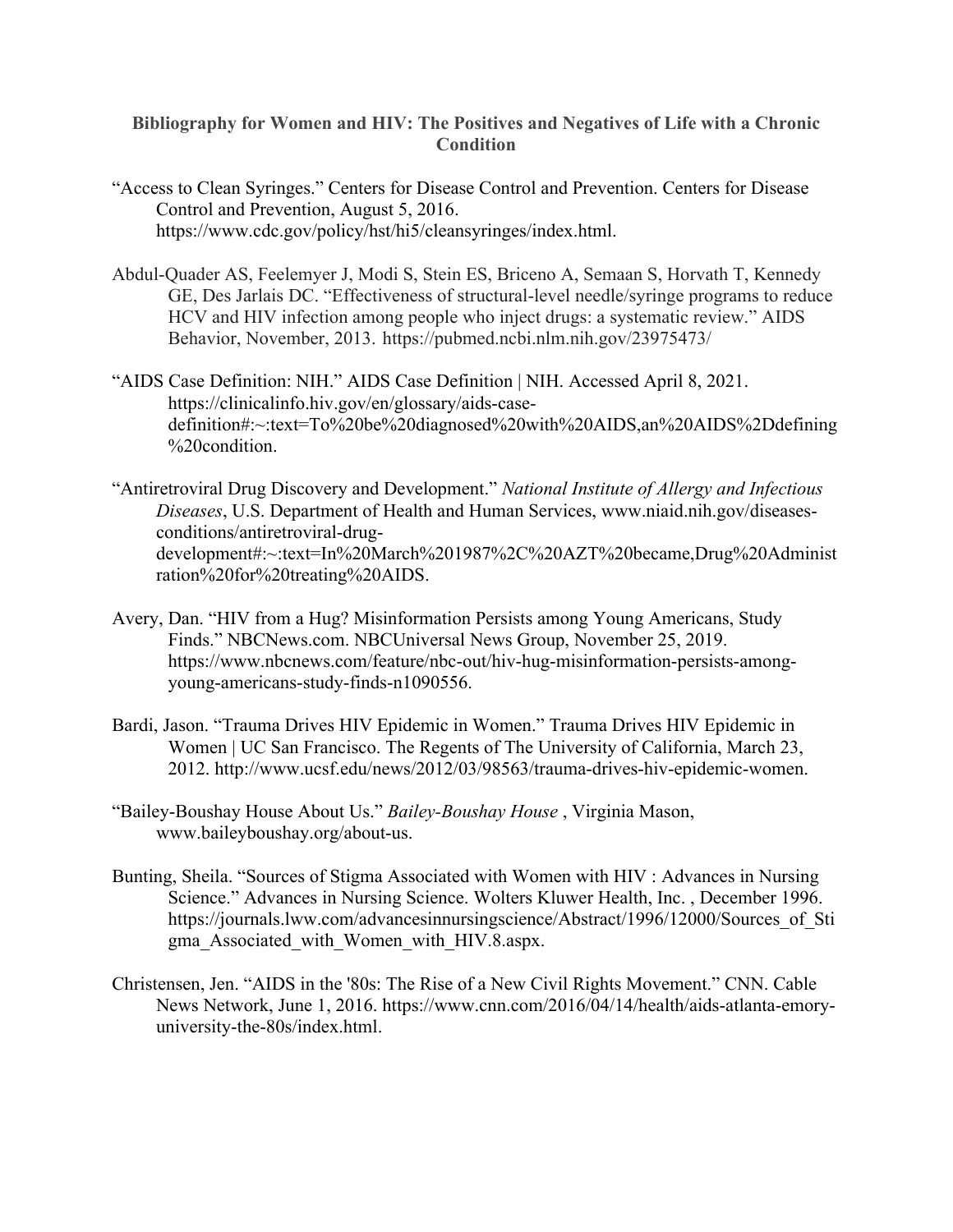**Bibliography for Women and HIV: The Positives and Negatives of Life with a Chronic Condition**

"Access to Clean Syringes." Centers for Disease Control and Prevention. Centers for Disease Control and Prevention, August 5, 2016. https://www.cdc.gov/policy/hst/hi5/cleansyringes/index.html.

Abdul-Quader AS, Feelemyer J, Modi S, Stein ES, Briceno A, Semaan S, Horvath T, Kennedy GE, Des Jarlais DC. "Effectiveness of structural-level needle/syringe programs to reduce HCV and HIV infection among people who inject drugs: a systematic review." AIDS Behavior, November, 2013. https://pubmed.ncbi.nlm.nih.gov/23975473/

"AIDS Case Definition: NIH." AIDS Case Definition | NIH. Accessed April 8, 2021. https://clinicalinfo.hiv.gov/en/glossary/aids-case-definition#:~:text=To%20be%20diagnosed%20with%20AIDS,an%20AIDS%2Ddefining%20condition.

"Antiretroviral Drug Discovery and Development." *National Institute of Allergy and Infectious Diseases*, U.S. Department of Health and Human Services, www.niaid.nih.gov/diseases-conditions/antiretroviral-drug-development#:~:text=In%20March%201987%2C%20AZT%20became,Drug%20Administration%20for%20treating%20AIDS.

Avery, Dan. "HIV from a Hug? Misinformation Persists among Young Americans, Study Finds." NBCNews.com. NBCUniversal News Group, November 25, 2019. https://www.nbcnews.com/feature/nbc-out/hiv-hug-misinformation-persists-among-young-americans-study-finds-n1090556.

Bardi, Jason. "Trauma Drives HIV Epidemic in Women." Trauma Drives HIV Epidemic in Women | UC San Francisco. The Regents of The University of California, March 23, 2012. http://www.ucsf.edu/news/2012/03/98563/trauma-drives-hiv-epidemic-women.

"Bailey-Boushay House About Us." *Bailey-Boushay House* , Virginia Mason, www.baileyboushay.org/about-us.

Bunting, Sheila. "Sources of Stigma Associated with Women with HIV : Advances in Nursing Science." Advances in Nursing Science. Wolters Kluwer Health, Inc. , December 1996. https://journals.lww.com/advancesinnursingscience/Abstract/1996/12000/Sources_of_Stigma_Associated_with_Women_with_HIV.8.aspx.

Christensen, Jen. "AIDS in the '80s: The Rise of a New Civil Rights Movement." CNN. Cable News Network, June 1, 2016. https://www.cnn.com/2016/04/14/health/aids-atlanta-emory-university-the-80s/index.html.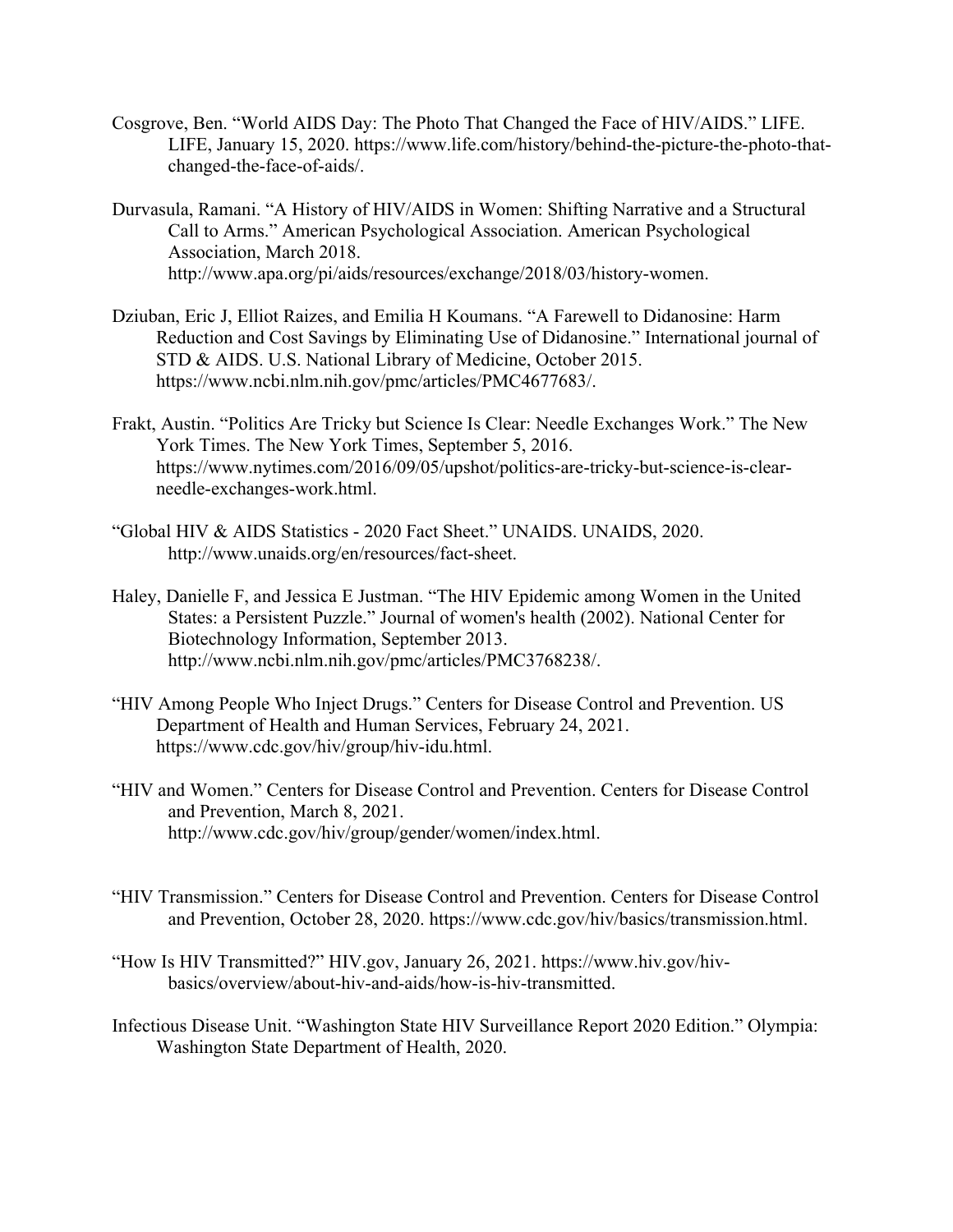Cosgrove, Ben. "World AIDS Day: The Photo That Changed the Face of HIV/AIDS." LIFE. LIFE, January 15, 2020. https://www.life.com/history/behind-the-picture-the-photo-that-changed-the-face-of-aids/.

Durvasula, Ramani. "A History of HIV/AIDS in Women: Shifting Narrative and a Structural Call to Arms." American Psychological Association. American Psychological Association, March 2018. http://www.apa.org/pi/aids/resources/exchange/2018/03/history-women.

Dziuban, Eric J, Elliot Raizes, and Emilia H Koumans. "A Farewell to Didanosine: Harm Reduction and Cost Savings by Eliminating Use of Didanosine." International journal of STD & AIDS. U.S. National Library of Medicine, October 2015. https://www.ncbi.nlm.nih.gov/pmc/articles/PMC4677683/.

Frakt, Austin. "Politics Are Tricky but Science Is Clear: Needle Exchanges Work." The New York Times. The New York Times, September 5, 2016. https://www.nytimes.com/2016/09/05/upshot/politics-are-tricky-but-science-is-clear-needle-exchanges-work.html.

"Global HIV & AIDS Statistics - 2020 Fact Sheet." UNAIDS. UNAIDS, 2020. http://www.unaids.org/en/resources/fact-sheet.

Haley, Danielle F, and Jessica E Justman. "The HIV Epidemic among Women in the United States: a Persistent Puzzle." Journal of women's health (2002). National Center for Biotechnology Information, September 2013. http://www.ncbi.nlm.nih.gov/pmc/articles/PMC3768238/.

"HIV Among People Who Inject Drugs." Centers for Disease Control and Prevention. US Department of Health and Human Services, February 24, 2021. https://www.cdc.gov/hiv/group/hiv-idu.html.

"HIV and Women." Centers for Disease Control and Prevention. Centers for Disease Control and Prevention, March 8, 2021. http://www.cdc.gov/hiv/group/gender/women/index.html.

"HIV Transmission." Centers for Disease Control and Prevention. Centers for Disease Control and Prevention, October 28, 2020. https://www.cdc.gov/hiv/basics/transmission.html.

"How Is HIV Transmitted?" HIV.gov, January 26, 2021. https://www.hiv.gov/hiv-basics/overview/about-hiv-and-aids/how-is-hiv-transmitted.

Infectious Disease Unit. "Washington State HIV Surveillance Report 2020 Edition." Olympia: Washington State Department of Health, 2020.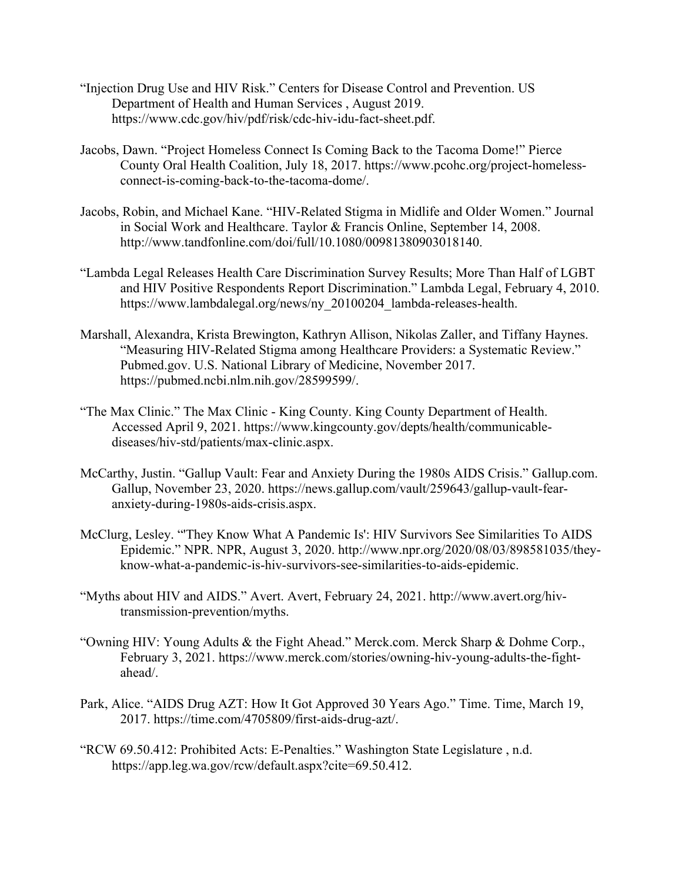"Injection Drug Use and HIV Risk." Centers for Disease Control and Prevention. US Department of Health and Human Services , August 2019. https://www.cdc.gov/hiv/pdf/risk/cdc-hiv-idu-fact-sheet.pdf.

Jacobs, Dawn. "Project Homeless Connect Is Coming Back to the Tacoma Dome!" Pierce County Oral Health Coalition, July 18, 2017. https://www.pcohc.org/project-homeless-connect-is-coming-back-to-the-tacoma-dome/.

Jacobs, Robin, and Michael Kane. "HIV-Related Stigma in Midlife and Older Women." Journal in Social Work and Healthcare. Taylor & Francis Online, September 14, 2008. http://www.tandfonline.com/doi/full/10.1080/00981380903018140.

"Lambda Legal Releases Health Care Discrimination Survey Results; More Than Half of LGBT and HIV Positive Respondents Report Discrimination." Lambda Legal, February 4, 2010. https://www.lambdalegal.org/news/ny_20100204_lambda-releases-health.

Marshall, Alexandra, Krista Brewington, Kathryn Allison, Nikolas Zaller, and Tiffany Haynes. "Measuring HIV-Related Stigma among Healthcare Providers: a Systematic Review." Pubmed.gov. U.S. National Library of Medicine, November 2017. https://pubmed.ncbi.nlm.nih.gov/28599599/.

"The Max Clinic." The Max Clinic - King County. King County Department of Health. Accessed April 9, 2021. https://www.kingcounty.gov/depts/health/communicable-diseases/hiv-std/patients/max-clinic.aspx.

McCarthy, Justin. "Gallup Vault: Fear and Anxiety During the 1980s AIDS Crisis." Gallup.com. Gallup, November 23, 2020. https://news.gallup.com/vault/259643/gallup-vault-fear-anxiety-during-1980s-aids-crisis.aspx.

McClurg, Lesley. "'They Know What A Pandemic Is': HIV Survivors See Similarities To AIDS Epidemic." NPR. NPR, August 3, 2020. http://www.npr.org/2020/08/03/898581035/they-know-what-a-pandemic-is-hiv-survivors-see-similarities-to-aids-epidemic.

"Myths about HIV and AIDS." Avert. Avert, February 24, 2021. http://www.avert.org/hiv-transmission-prevention/myths.

"Owning HIV: Young Adults & the Fight Ahead." Merck.com. Merck Sharp & Dohme Corp., February 3, 2021. https://www.merck.com/stories/owning-hiv-young-adults-the-fight-ahead/.

Park, Alice. "AIDS Drug AZT: How It Got Approved 30 Years Ago." Time. Time, March 19, 2017. https://time.com/4705809/first-aids-drug-azt/.

"RCW 69.50.412: Prohibited Acts: E-Penalties." Washington State Legislature , n.d. https://app.leg.wa.gov/rcw/default.aspx?cite=69.50.412.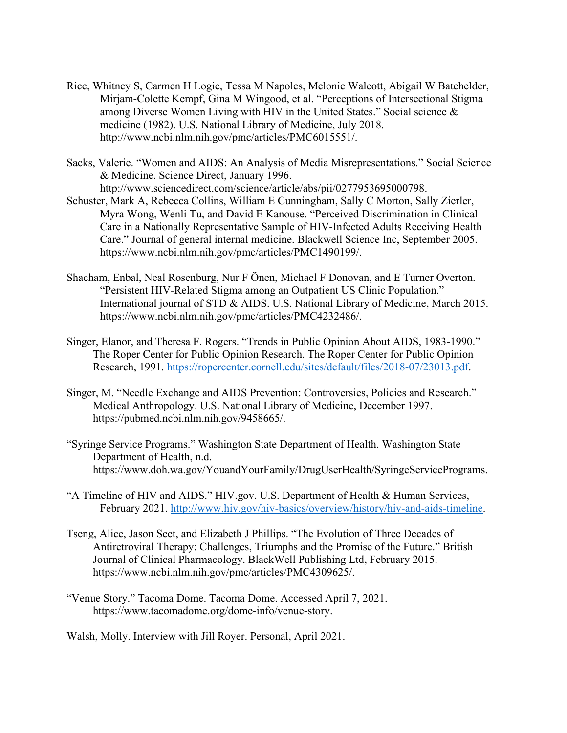Rice, Whitney S, Carmen H Logie, Tessa M Napoles, Melonie Walcott, Abigail W Batchelder, Mirjam-Colette Kempf, Gina M Wingood, et al. "Perceptions of Intersectional Stigma among Diverse Women Living with HIV in the United States." Social science & medicine (1982). U.S. National Library of Medicine, July 2018. http://www.ncbi.nlm.nih.gov/pmc/articles/PMC6015551/.

Sacks, Valerie. "Women and AIDS: An Analysis of Media Misrepresentations." Social Science & Medicine. Science Direct, January 1996. http://www.sciencedirect.com/science/article/abs/pii/0277953695000798.

Schuster, Mark A, Rebecca Collins, William E Cunningham, Sally C Morton, Sally Zierler, Myra Wong, Wenli Tu, and David E Kanouse. "Perceived Discrimination in Clinical Care in a Nationally Representative Sample of HIV-Infected Adults Receiving Health Care." Journal of general internal medicine. Blackwell Science Inc, September 2005. https://www.ncbi.nlm.nih.gov/pmc/articles/PMC1490199/.

Shacham, Enbal, Neal Rosenburg, Nur F Önen, Michael F Donovan, and E Turner Overton. "Persistent HIV-Related Stigma among an Outpatient US Clinic Population." International journal of STD & AIDS. U.S. National Library of Medicine, March 2015. https://www.ncbi.nlm.nih.gov/pmc/articles/PMC4232486/.

Singer, Elanor, and Theresa F. Rogers. "Trends in Public Opinion About AIDS, 1983-1990." The Roper Center for Public Opinion Research. The Roper Center for Public Opinion Research, 1991. https://ropercenter.cornell.edu/sites/default/files/2018-07/23013.pdf.

Singer, M. "Needle Exchange and AIDS Prevention: Controversies, Policies and Research." Medical Anthropology. U.S. National Library of Medicine, December 1997. https://pubmed.ncbi.nlm.nih.gov/9458665/.

"Syringe Service Programs." Washington State Department of Health. Washington State Department of Health, n.d. https://www.doh.wa.gov/YouandYourFamily/DrugUserHealth/SyringeServicePrograms.

"A Timeline of HIV and AIDS." HIV.gov. U.S. Department of Health & Human Services, February 2021. http://www.hiv.gov/hiv-basics/overview/history/hiv-and-aids-timeline.

Tseng, Alice, Jason Seet, and Elizabeth J Phillips. "The Evolution of Three Decades of Antiretroviral Therapy: Challenges, Triumphs and the Promise of the Future." British Journal of Clinical Pharmacology. BlackWell Publishing Ltd, February 2015. https://www.ncbi.nlm.nih.gov/pmc/articles/PMC4309625/.

"Venue Story." Tacoma Dome. Tacoma Dome. Accessed April 7, 2021. https://www.tacomadome.org/dome-info/venue-story.

Walsh, Molly. Interview with Jill Royer. Personal, April 2021.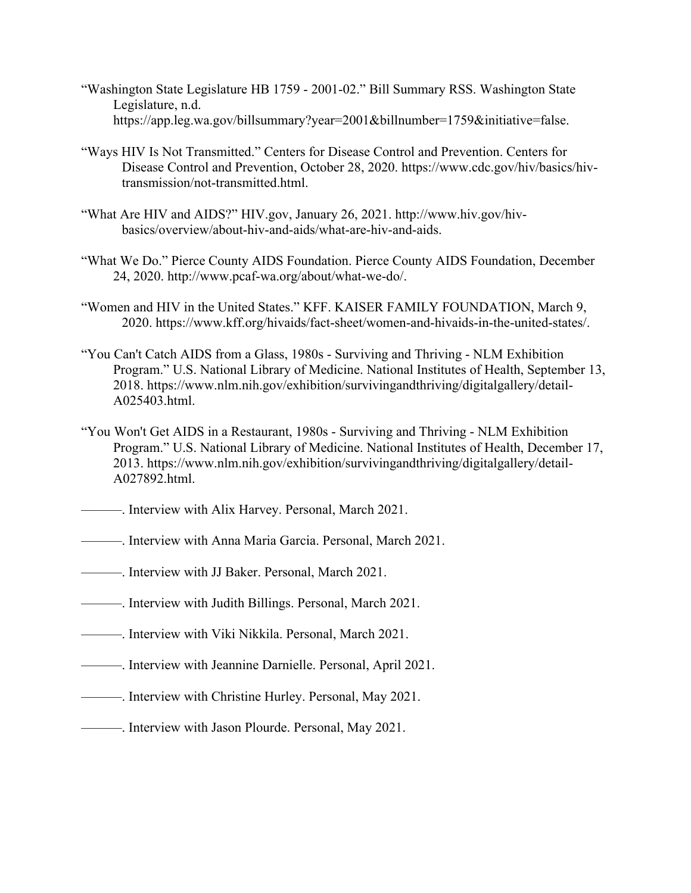"Washington State Legislature HB 1759 - 2001-02." Bill Summary RSS. Washington State Legislature, n.d. https://app.leg.wa.gov/billsummary?year=2001&billnumber=1759&initiative=false.

"Ways HIV Is Not Transmitted." Centers for Disease Control and Prevention. Centers for Disease Control and Prevention, October 28, 2020. https://www.cdc.gov/hiv/basics/hiv-transmission/not-transmitted.html.

"What Are HIV and AIDS?" HIV.gov, January 26, 2021. http://www.hiv.gov/hiv-basics/overview/about-hiv-and-aids/what-are-hiv-and-aids.

"What We Do." Pierce County AIDS Foundation. Pierce County AIDS Foundation, December 24, 2020. http://www.pcaf-wa.org/about/what-we-do/.

"Women and HIV in the United States." KFF. KAISER FAMILY FOUNDATION, March 9, 2020. https://www.kff.org/hivaids/fact-sheet/women-and-hivaids-in-the-united-states/.

"You Can't Catch AIDS from a Glass, 1980s - Surviving and Thriving - NLM Exhibition Program." U.S. National Library of Medicine. National Institutes of Health, September 13, 2018. https://www.nlm.nih.gov/exhibition/survivingandthriving/digitalgallery/detail-A025403.html.

"You Won't Get AIDS in a Restaurant, 1980s - Surviving and Thriving - NLM Exhibition Program." U.S. National Library of Medicine. National Institutes of Health, December 17, 2013. https://www.nlm.nih.gov/exhibition/survivingandthriving/digitalgallery/detail-A027892.html.

———. Interview with Alix Harvey. Personal, March 2021.

———. Interview with Anna Maria Garcia. Personal, March 2021.

———. Interview with JJ Baker. Personal, March 2021.

———. Interview with Judith Billings. Personal, March 2021.

———. Interview with Viki Nikkila. Personal, March 2021.

———. Interview with Jeannine Darnielle. Personal, April 2021.

———. Interview with Christine Hurley. Personal, May 2021.

———. Interview with Jason Plourde. Personal, May 2021.